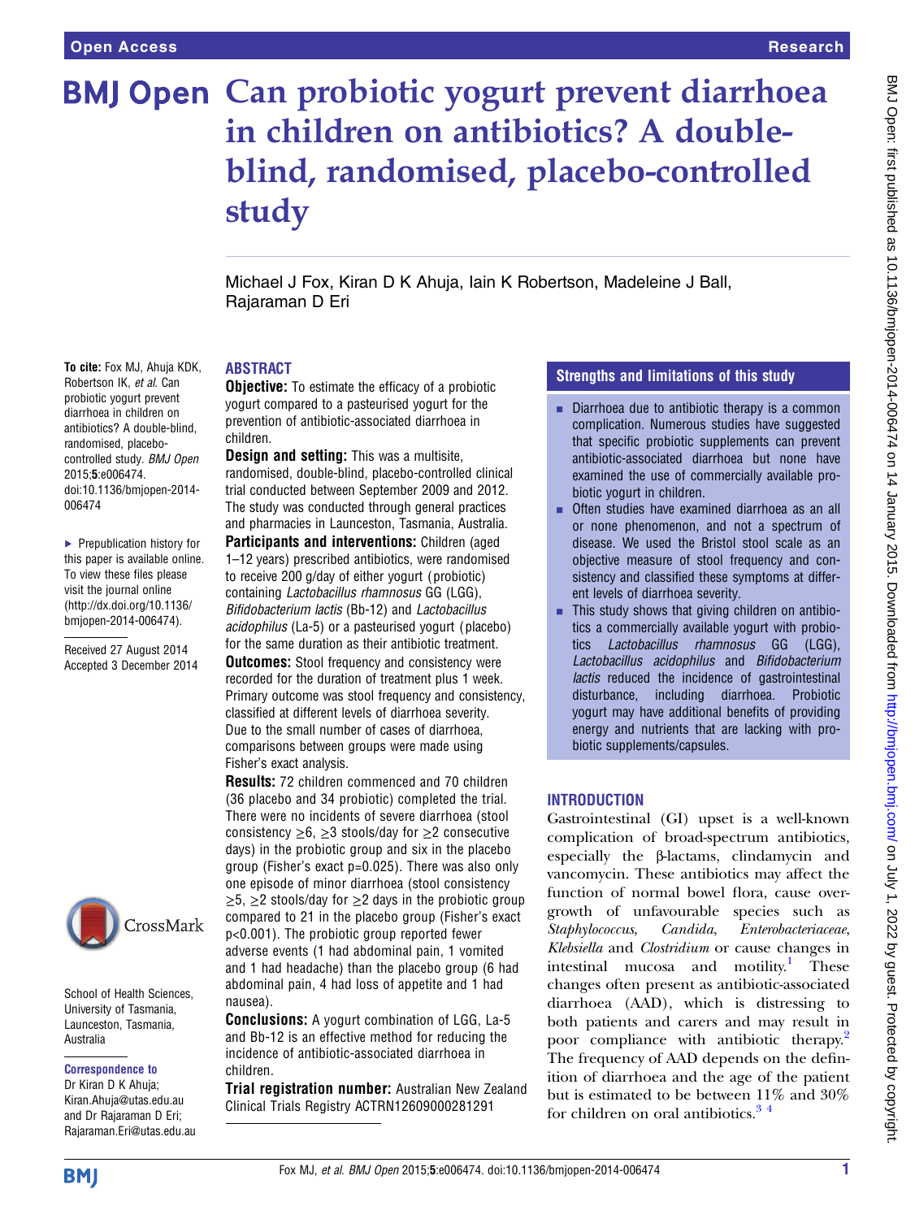Open Access | Research

# Can probiotic yogurt prevent diarrhoea in children on antibiotics? A double-blind, randomised, placebo-controlled study

Michael J Fox, Kiran D K Ahuja, Iain K Robertson, Madeleine J Ball, Rajaraman D Eri

**To cite:** Fox MJ, Ahuja KDK, Robertson IK, *et al*. Can probiotic yogurt prevent diarrhoea in children on antibiotics? A double-blind, randomised, placebo-controlled study. *BMJ Open* 2015;**5**:e006474. doi:10.1136/bmjopen-2014-006474

▸ Prepublication history for this paper is available online. To view these files please visit the journal online (http://dx.doi.org/10.1136/bmjopen-2014-006474).

Received 27 August 2014
Accepted 3 December 2014

School of Health Sciences, University of Tasmania, Launceston, Tasmania, Australia

**Correspondence to**
Dr Kiran D K Ahuja; Kiran.Ahuja@utas.edu.au and Dr Rajaraman D Eri; Rajaraman.Eri@utas.edu.au

## ABSTRACT

**Objective:** To estimate the efficacy of a probiotic yogurt compared to a pasteurised yogurt for the prevention of antibiotic-associated diarrhoea in children.

**Design and setting:** This was a multisite, randomised, double-blind, placebo-controlled clinical trial conducted between September 2009 and 2012. The study was conducted through general practices and pharmacies in Launceston, Tasmania, Australia.

**Participants and interventions:** Children (aged 1–12 years) prescribed antibiotics, were randomised to receive 200 g/day of either yogurt (probiotic) containing *Lactobacillus rhamnosus* GG (LGG), *Bifidobacterium lactis* (Bb-12) and *Lactobacillus acidophilus* (La-5) or a pasteurised yogurt (placebo) for the same duration as their antibiotic treatment.

**Outcomes:** Stool frequency and consistency were recorded for the duration of treatment plus 1 week. Primary outcome was stool frequency and consistency, classified at different levels of diarrhoea severity. Due to the small number of cases of diarrhoea, comparisons between groups were made using Fisher's exact analysis.

**Results:** 72 children commenced and 70 children (36 placebo and 34 probiotic) completed the trial. There were no incidents of severe diarrhoea (stool consistency ≥6, ≥3 stools/day for ≥2 consecutive days) in the probiotic group and six in the placebo group (Fisher's exact p=0.025). There was also only one episode of minor diarrhoea (stool consistency ≥5, ≥2 stools/day for ≥2 days in the probiotic group compared to 21 in the placebo group (Fisher's exact p<0.001). The probiotic group reported fewer adverse events (1 had abdominal pain, 1 vomited and 1 had headache) than the placebo group (6 had abdominal pain, 4 had loss of appetite and 1 had nausea).

**Conclusions:** A yogurt combination of LGG, La-5 and Bb-12 is an effective method for reducing the incidence of antibiotic-associated diarrhoea in children.

**Trial registration number:** Australian New Zealand Clinical Trials Registry ACTRN12609000281291

## Strengths and limitations of this study

- Diarrhoea due to antibiotic therapy is a common complication. Numerous studies have suggested that specific probiotic supplements can prevent antibiotic-associated diarrhoea but none have examined the use of commercially available probiotic yogurt in children.
- Often studies have examined diarrhoea as an all or none phenomenon, and not a spectrum of disease. We used the Bristol stool scale as an objective measure of stool frequency and consistency and classified these symptoms at different levels of diarrhoea severity.
- This study shows that giving children on antibiotics a commercially available yogurt with probiotics *Lactobacillus rhamnosus* GG (LGG), *Lactobacillus acidophilus* and *Bifidobacterium lactis* reduced the incidence of gastrointestinal disturbance, including diarrhoea. Probiotic yogurt may have additional benefits of providing energy and nutrients that are lacking with probiotic supplements/capsules.

## INTRODUCTION

Gastrointestinal (GI) upset is a well-known complication of broad-spectrum antibiotics, especially the β-lactams, clindamycin and vancomycin. These antibiotics may affect the function of normal bowel flora, cause overgrowth of unfavourable species such as *Staphylococcus*, *Candida*, *Enterobacteriaceae*, *Klebsiella* and *Clostridium* or cause changes in intestinal mucosa and motility.[1] These changes often present as antibiotic-associated diarrhoea (AAD), which is distressing to both patients and carers and may result in poor compliance with antibiotic therapy.[2] The frequency of AAD depends on the definition of diarrhoea and the age of the patient but is estimated to be between 11% and 30% for children on oral antibiotics.[3 4]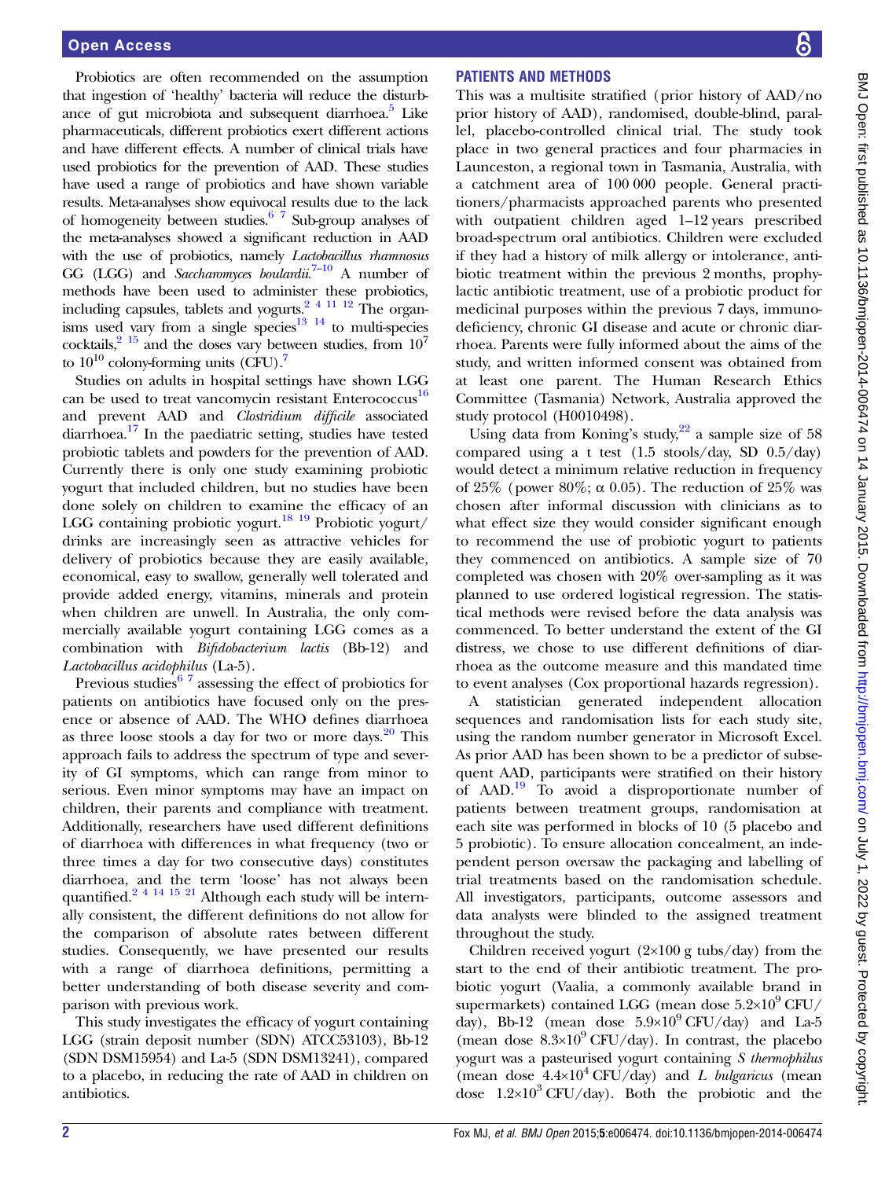Probiotics are often recommended on the assumption that ingestion of 'healthy' bacteria will reduce the disturbance of gut microbiota and subsequent diarrhoea.[5] Like pharmaceuticals, different probiotics exert different actions and have different effects. A number of clinical trials have used probiotics for the prevention of AAD. These studies have used a range of probiotics and have shown variable results. Meta-analyses show equivocal results due to the lack of homogeneity between studies.[6 7] Sub-group analyses of the meta-analyses showed a significant reduction in AAD with the use of probiotics, namely *Lactobacillus rhamnosus* GG (LGG) and *Saccharomyces boulardii*.[7–10] A number of methods have been used to administer these probiotics, including capsules, tablets and yogurts.[2 4 11 12] The organisms used vary from a single species[13 14] to multi-species cocktails,[2 15] and the doses vary between studies, from $10^7$ to $10^{10}$ colony-forming units (CFU).[7]

Studies on adults in hospital settings have shown LGG can be used to treat vancomycin resistant Enterococcus[16] and prevent AAD and *Clostridium difficile* associated diarrhoea.[17] In the paediatric setting, studies have tested probiotic tablets and powders for the prevention of AAD. Currently there is only one study examining probiotic yogurt that included children, but no studies have been done solely on children to examine the efficacy of an LGG containing probiotic yogurt.[18 19] Probiotic yogurt/drinks are increasingly seen as attractive vehicles for delivery of probiotics because they are easily available, economical, easy to swallow, generally well tolerated and provide added energy, vitamins, minerals and protein when children are unwell. In Australia, the only commercially available yogurt containing LGG comes as a combination with *Bifidobacterium lactis* (Bb-12) and *Lactobacillus acidophilus* (La-5).

Previous studies[6 7] assessing the effect of probiotics for patients on antibiotics have focused only on the presence or absence of AAD. The WHO defines diarrhoea as three loose stools a day for two or more days.[20] This approach fails to address the spectrum of type and severity of GI symptoms, which can range from minor to serious. Even minor symptoms may have an impact on children, their parents and compliance with treatment. Additionally, researchers have used different definitions of diarrhoea with differences in what frequency (two or three times a day for two consecutive days) constitutes diarrhoea, and the term 'loose' has not always been quantified.[2 4 14 15 21] Although each study will be internally consistent, the different definitions do not allow for the comparison of absolute rates between different studies. Consequently, we have presented our results with a range of diarrhoea definitions, permitting a better understanding of both disease severity and comparison with previous work.

This study investigates the efficacy of yogurt containing LGG (strain deposit number (SDN) ATCC53103), Bb-12 (SDN DSM15954) and La-5 (SDN DSM13241), compared to a placebo, in reducing the rate of AAD in children on antibiotics.

## PATIENTS AND METHODS

This was a multisite stratified (prior history of AAD/no prior history of AAD), randomised, double-blind, parallel, placebo-controlled clinical trial. The study took place in two general practices and four pharmacies in Launceston, a regional town in Tasmania, Australia, with a catchment area of 100 000 people. General practitioners/pharmacists approached parents who presented with outpatient children aged 1–12 years prescribed broad-spectrum oral antibiotics. Children were excluded if they had a history of milk allergy or intolerance, antibiotic treatment within the previous 2 months, prophylactic antibiotic treatment, use of a probiotic product for medicinal purposes within the previous 7 days, immunodeficiency, chronic GI disease and acute or chronic diarrhoea. Parents were fully informed about the aims of the study, and written informed consent was obtained from at least one parent. The Human Research Ethics Committee (Tasmania) Network, Australia approved the study protocol (H0010498).

Using data from Koning's study,[22] a sample size of 58 compared using a t test (1.5 stools/day, SD 0.5/day) would detect a minimum relative reduction in frequency of 25% (power 80%; α 0.05). The reduction of 25% was chosen after informal discussion with clinicians as to what effect size they would consider significant enough to recommend the use of probiotic yogurt to patients they commenced on antibiotics. A sample size of 70 completed was chosen with 20% over-sampling as it was planned to use ordered logistical regression. The statistical methods were revised before the data analysis was commenced. To better understand the extent of the GI distress, we chose to use different definitions of diarrhoea as the outcome measure and this mandated time to event analyses (Cox proportional hazards regression).

A statistician generated independent allocation sequences and randomisation lists for each study site, using the random number generator in Microsoft Excel. As prior AAD has been shown to be a predictor of subsequent AAD, participants were stratified on their history of AAD.[19] To avoid a disproportionate number of patients between treatment groups, randomisation at each site was performed in blocks of 10 (5 placebo and 5 probiotic). To ensure allocation concealment, an independent person oversaw the packaging and labelling of trial treatments based on the randomisation schedule. All investigators, participants, outcome assessors and data analysts were blinded to the assigned treatment throughout the study.

Children received yogurt (2×100 g tubs/day) from the start to the end of their antibiotic treatment. The probiotic yogurt (Vaalia, a commonly available brand in supermarkets) contained LGG (mean dose $5.2\times10^9$ CFU/day), Bb-12 (mean dose $5.9\times10^9$ CFU/day) and La-5 (mean dose $8.3\times10^9$ CFU/day). In contrast, the placebo yogurt was a pasteurised yogurt containing *S thermophilus* (mean dose $4.4\times10^4$ CFU/day) and *L bulgaricus* (mean dose $1.2\times10^3$ CFU/day). Both the probiotic and the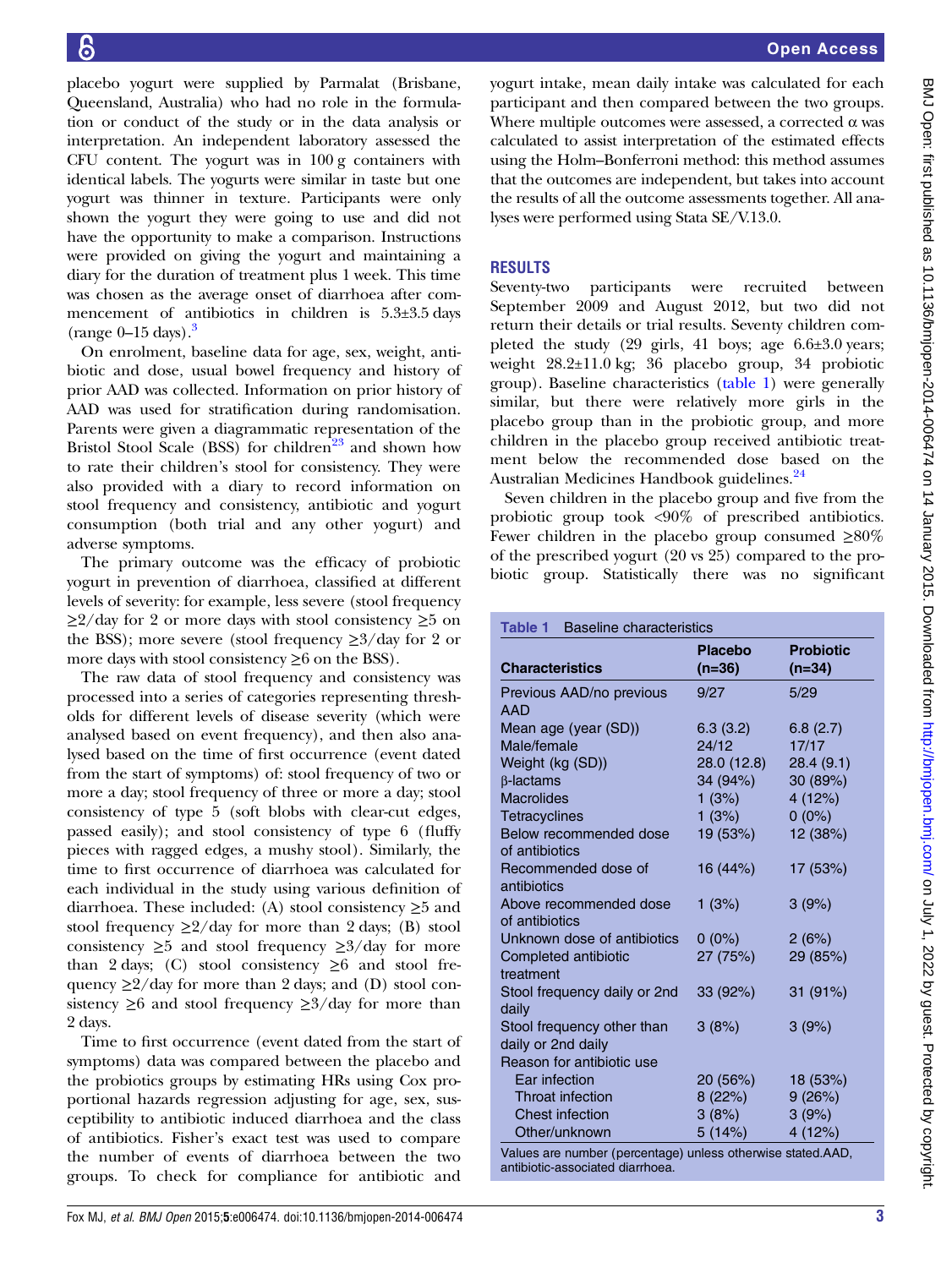placebo yogurt were supplied by Parmalat (Brisbane, Queensland, Australia) who had no role in the formulation or conduct of the study or in the data analysis or interpretation. An independent laboratory assessed the CFU content. The yogurt was in 100 g containers with identical labels. The yogurts were similar in taste but one yogurt was thinner in texture. Participants were only shown the yogurt they were going to use and did not have the opportunity to make a comparison. Instructions were provided on giving the yogurt and maintaining a diary for the duration of treatment plus 1 week. This time was chosen as the average onset of diarrhoea after commencement of antibiotics in children is 5.3±3.5 days (range 0–15 days).[3]

On enrolment, baseline data for age, sex, weight, antibiotic and dose, usual bowel frequency and history of prior AAD was collected. Information on prior history of AAD was used for stratification during randomisation. Parents were given a diagrammatic representation of the Bristol Stool Scale (BSS) for children[23] and shown how to rate their children's stool for consistency. They were also provided with a diary to record information on stool frequency and consistency, antibiotic and yogurt consumption (both trial and any other yogurt) and adverse symptoms.

The primary outcome was the efficacy of probiotic yogurt in prevention of diarrhoea, classified at different levels of severity: for example, less severe (stool frequency ≥2/day for 2 or more days with stool consistency ≥5 on the BSS); more severe (stool frequency ≥3/day for 2 or more days with stool consistency ≥6 on the BSS).

The raw data of stool frequency and consistency was processed into a series of categories representing thresholds for different levels of disease severity (which were analysed based on event frequency), and then also analysed based on the time of first occurrence (event dated from the start of symptoms) of: stool frequency of two or more a day; stool frequency of three or more a day; stool consistency of type 5 (soft blobs with clear-cut edges, passed easily); and stool consistency of type 6 (fluffy pieces with ragged edges, a mushy stool). Similarly, the time to first occurrence of diarrhoea was calculated for each individual in the study using various definition of diarrhoea. These included: (A) stool consistency ≥5 and stool frequency ≥2/day for more than 2 days; (B) stool consistency ≥5 and stool frequency ≥3/day for more than 2 days; (C) stool consistency ≥6 and stool frequency ≥2/day for more than 2 days; and (D) stool consistency ≥6 and stool frequency ≥3/day for more than 2 days.

Time to first occurrence (event dated from the start of symptoms) data was compared between the placebo and the probiotics groups by estimating HRs using Cox proportional hazards regression adjusting for age, sex, susceptibility to antibiotic induced diarrhoea and the class of antibiotics. Fisher's exact test was used to compare the number of events of diarrhoea between the two groups. To check for compliance for antibiotic and yogurt intake, mean daily intake was calculated for each participant and then compared between the two groups. Where multiple outcomes were assessed, a corrected α was calculated to assist interpretation of the estimated effects using the Holm–Bonferroni method: this method assumes that the outcomes are independent, but takes into account the results of all the outcome assessments together. All analyses were performed using Stata SE/V.13.0.

## RESULTS

Seventy-two participants were recruited between September 2009 and August 2012, but two did not return their details or trial results. Seventy children completed the study (29 girls, 41 boys; age 6.6±3.0 years; weight 28.2±11.0 kg; 36 placebo group, 34 probiotic group). Baseline characteristics (table 1) were generally similar, but there were relatively more girls in the placebo group than in the probiotic group, and more children in the placebo group received antibiotic treatment below the recommended dose based on the Australian Medicines Handbook guidelines.[24]

Seven children in the placebo group and five from the probiotic group took <90% of prescribed antibiotics. Fewer children in the placebo group consumed ≥80% of the prescribed yogurt (20 vs 25) compared to the probiotic group. Statistically there was no significant

**Table 1** Baseline characteristics

| Characteristics | Placebo (n=36) | Probiotic (n=34) |
|---|---|---|
| Previous AAD/no previous AAD | 9/27 | 5/29 |
| Mean age (year (SD)) | 6.3 (3.2) | 6.8 (2.7) |
| Male/female | 24/12 | 17/17 |
| Weight (kg (SD)) | 28.0 (12.8) | 28.4 (9.1) |
| β-lactams | 34 (94%) | 30 (89%) |
| Macrolides | 1 (3%) | 4 (12%) |
| Tetracyclines | 1 (3%) | 0 (0%) |
| Below recommended dose of antibiotics | 19 (53%) | 12 (38%) |
| Recommended dose of antibiotics | 16 (44%) | 17 (53%) |
| Above recommended dose of antibiotics | 1 (3%) | 3 (9%) |
| Unknown dose of antibiotics | 0 (0%) | 2 (6%) |
| Completed antibiotic treatment | 27 (75%) | 29 (85%) |
| Stool frequency daily or 2nd daily | 33 (92%) | 31 (91%) |
| Stool frequency other than daily or 2nd daily | 3 (8%) | 3 (9%) |
| Reason for antibiotic use | | |
| Ear infection | 20 (56%) | 18 (53%) |
| Throat infection | 8 (22%) | 9 (26%) |
| Chest infection | 3 (8%) | 3 (9%) |
| Other/unknown | 5 (14%) | 4 (12%) |

Values are number (percentage) unless otherwise stated.AAD, antibiotic-associated diarrhoea.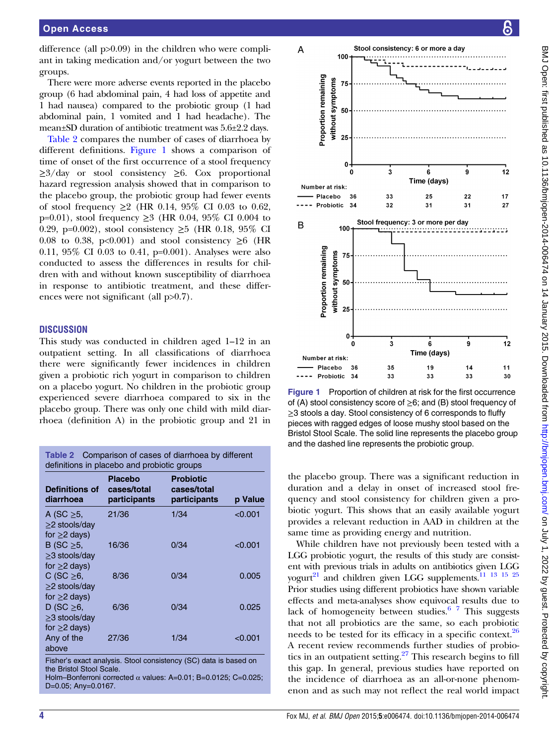difference (all p>0.09) in the children who were compliant in taking medication and/or yogurt between the two groups.

There were more adverse events reported in the placebo group (6 had abdominal pain, 4 had loss of appetite and 1 had nausea) compared to the probiotic group (1 had abdominal pain, 1 vomited and 1 had headache). The mean±SD duration of antibiotic treatment was 5.6±2.2 days.

Table 2 compares the number of cases of diarrhoea by different definitions. Figure 1 shows a comparison of time of onset of the first occurrence of a stool frequency ≥3/day or stool consistency ≥6. Cox proportional hazard regression analysis showed that in comparison to the placebo group, the probiotic group had fewer events of stool frequency ≥2 (HR 0.14, 95% CI 0.03 to 0.62, p=0.01), stool frequency ≥3 (HR 0.04, 95% CI 0.004 to 0.29, p=0.002), stool consistency ≥5 (HR 0.18, 95% CI 0.08 to 0.38, p<0.001) and stool consistency ≥6 (HR 0.11, 95% CI 0.03 to 0.41, p=0.001). Analyses were also conducted to assess the differences in results for children with and without known susceptibility of diarrhoea in response to antibiotic treatment, and these differences were not significant (all p>0.7).

## DISCUSSION

This study was conducted in children aged 1–12 in an outpatient setting. In all classifications of diarrhoea there were significantly fewer incidences in children given a probiotic rich yogurt in comparison to children on a placebo yogurt. No children in the probiotic group experienced severe diarrhoea compared to six in the placebo group. There was only one child with mild diarrhoea (definition A) in the probiotic group and 21 in the placebo group. There was a significant reduction in duration and a delay in onset of increased stool frequency and stool consistency for children given a probiotic yogurt. This shows that an easily available yogurt provides a relevant reduction in AAD in children at the same time as providing energy and nutrition.

While children have not previously been tested with a LGG probiotic yogurt, the results of this study are consistent with previous trials in adults on antibiotics given LGG yogurt[21] and children given LGG supplements.[11 13 15 25] Prior studies using different probiotics have shown variable effects and meta-analyses show equivocal results due to lack of homogeneity between studies.[6 7] This suggests that not all probiotics are the same, so each probiotic needs to be tested for its efficacy in a specific context.[26] A recent review recommends further studies of probiotics in an outpatient setting.[27] This research begins to fill this gap. In general, previous studies have reported on the incidence of diarrhoea as an all-or-none phenomenon and as such may not reflect the real world impact

**Table 2** Comparison of cases of diarrhoea by different definitions in placebo and probiotic groups

| Definitions of diarrhoea | Placebo cases/total participants | Probiotic cases/total participants | p Value |
|---|---|---|---|
| A (SC ≥5, ≥2 stools/day for ≥2 days) | 21/36 | 1/34 | <0.001 |
| B (SC ≥5, ≥3 stools/day for ≥2 days) | 16/36 | 0/34 | <0.001 |
| C (SC ≥6, ≥2 stools/day for ≥2 days) | 8/36 | 0/34 | 0.005 |
| D (SC ≥6, ≥3 stools/day for ≥2 days) | 6/36 | 0/34 | 0.025 |
| Any of the above | 27/36 | 1/34 | <0.001 |

Fisher's exact analysis. Stool consistency (SC) data is based on the Bristol Stool Scale.
Holm–Bonferroni corrected α values: A=0.01; B=0.0125; C=0.025; D=0.05; Any=0.0167.

**Figure 1** Proportion of children at risk for the first occurrence of (A) stool consistency score of ≥6; and (B) stool frequency of ≥3 stools a day. Stool consistency of 6 corresponds to fluffy pieces with ragged edges of loose mushy stool based on the Bristol Stool Scale. The solid line represents the placebo group and the dashed line represents the probiotic group.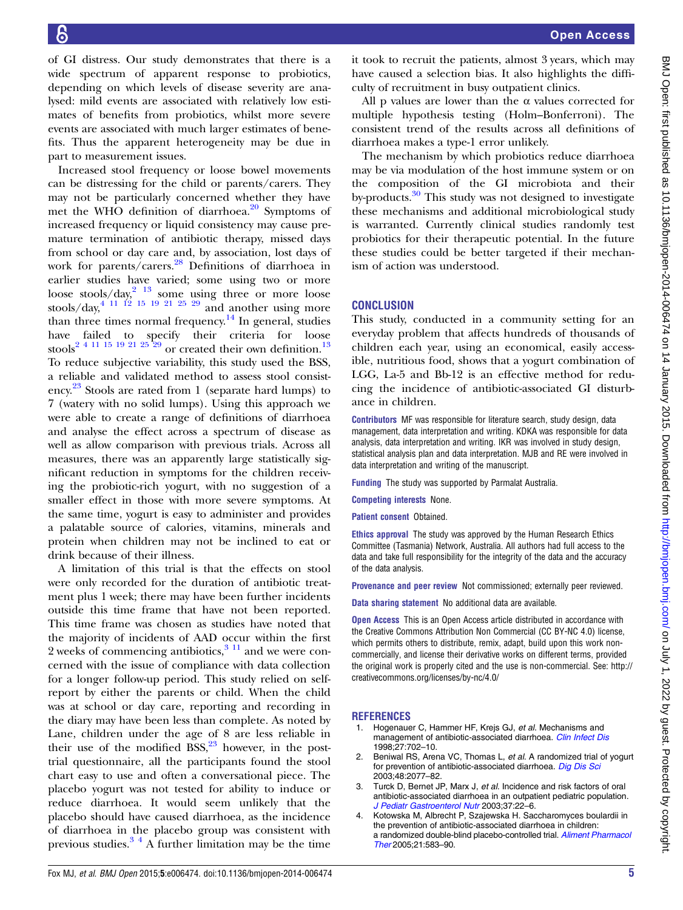of GI distress. Our study demonstrates that there is a wide spectrum of apparent response to probiotics, depending on which levels of disease severity are analysed: mild events are associated with relatively low estimates of benefits from probiotics, whilst more severe events are associated with much larger estimates of benefits. Thus the apparent heterogeneity may be due in part to measurement issues.

Increased stool frequency or loose bowel movements can be distressing for the child or parents/carers. They may not be particularly concerned whether they have met the WHO definition of diarrhoea.[20] Symptoms of increased frequency or liquid consistency may cause premature termination of antibiotic therapy, missed days from school or day care and, by association, lost days of work for parents/carers.[28] Definitions of diarrhoea in earlier studies have varied; some using two or more loose stools/day,[2 13] some using three or more loose stools/day,[4 11 12 15 19 21 25 29] and another using more than three times normal frequency.[14] In general, studies have failed to specify their criteria for loose stools[2 4 11 15 19 21 25 29] or created their own definition.[13] To reduce subjective variability, this study used the BSS, a reliable and validated method to assess stool consistency.[23] Stools are rated from 1 (separate hard lumps) to 7 (watery with no solid lumps). Using this approach we were able to create a range of definitions of diarrhoea and analyse the effect across a spectrum of disease as well as allow comparison with previous trials. Across all measures, there was an apparently large statistically significant reduction in symptoms for the children receiving the probiotic-rich yogurt, with no suggestion of a smaller effect in those with more severe symptoms. At the same time, yogurt is easy to administer and provides a palatable source of calories, vitamins, minerals and protein when children may not be inclined to eat or drink because of their illness.

A limitation of this trial is that the effects on stool were only recorded for the duration of antibiotic treatment plus 1 week; there may have been further incidents outside this time frame that have not been reported. This time frame was chosen as studies have noted that the majority of incidents of AAD occur within the first 2 weeks of commencing antibiotics,[3 11] and we were concerned with the issue of compliance with data collection for a longer follow-up period. This study relied on self-report by either the parents or child. When the child was at school or day care, reporting and recording in the diary may have been less than complete. As noted by Lane, children under the age of 8 are less reliable in their use of the modified BSS,[23] however, in the post-trial questionnaire, all the participants found the stool chart easy to use and often a conversational piece. The placebo yogurt was not tested for ability to induce or reduce diarrhoea. It would seem unlikely that the placebo should have caused diarrhoea, as the incidence of diarrhoea in the placebo group was consistent with previous studies.[3 4] A further limitation may be the time it took to recruit the patients, almost 3 years, which may have caused a selection bias. It also highlights the difficulty of recruitment in busy outpatient clinics.

All p values are lower than the α values corrected for multiple hypothesis testing (Holm–Bonferroni). The consistent trend of the results across all definitions of diarrhoea makes a type-1 error unlikely.

The mechanism by which probiotics reduce diarrhoea may be via modulation of the host immune system or on the composition of the GI microbiota and their by-products.[30] This study was not designed to investigate these mechanisms and additional microbiological study is warranted. Currently clinical studies randomly test probiotics for their therapeutic potential. In the future these studies could be better targeted if their mechanism of action was understood.

## CONCLUSION

This study, conducted in a community setting for an everyday problem that affects hundreds of thousands of children each year, using an economical, easily accessible, nutritious food, shows that a yogurt combination of LGG, La-5 and Bb-12 is an effective method for reducing the incidence of antibiotic-associated GI disturbance in children.

**Contributors** MF was responsible for literature search, study design, data management, data interpretation and writing. KDKA was responsible for data analysis, data interpretation and writing. IKR was involved in study design, statistical analysis plan and data interpretation. MJB and RE were involved in data interpretation and writing of the manuscript.

**Funding** The study was supported by Parmalat Australia.

**Competing interests** None.

**Patient consent** Obtained.

**Ethics approval** The study was approved by the Human Research Ethics Committee (Tasmania) Network, Australia. All authors had full access to the data and take full responsibility for the integrity of the data and the accuracy of the data analysis.

**Provenance and peer review** Not commissioned; externally peer reviewed.

**Data sharing statement** No additional data are available.

**Open Access** This is an Open Access article distributed in accordance with the Creative Commons Attribution Non Commercial (CC BY-NC 4.0) license, which permits others to distribute, remix, adapt, build upon this work non-commercially, and license their derivative works on different terms, provided the original work is properly cited and the use is non-commercial. See: http://creativecommons.org/licenses/by-nc/4.0/

## REFERENCES

1. Hogenauer C, Hammer HF, Krejs GJ, *et al*. Mechanisms and management of antibiotic-associated diarrhoea. *Clin Infect Dis* 1998;27:702–10.
2. Beniwal RS, Arena VC, Thomas L, *et al*. A randomized trial of yogurt for prevention of antibiotic-associated diarrhoea. *Dig Dis Sci* 2003;48:2077–82.
3. Turck D, Bernet JP, Marx J, *et al*. Incidence and risk factors of oral antibiotic-associated diarrhoea in an outpatient pediatric population. *J Pediatr Gastroenterol Nutr* 2003;37:22–6.
4. Kotowska M, Albrecht P, Szajewska H. Saccharomyces boulardii in the prevention of antibiotic-associated diarrhoea in children: a randomized double-blind placebo-controlled trial. *Aliment Pharmacol Ther* 2005;21:583–90.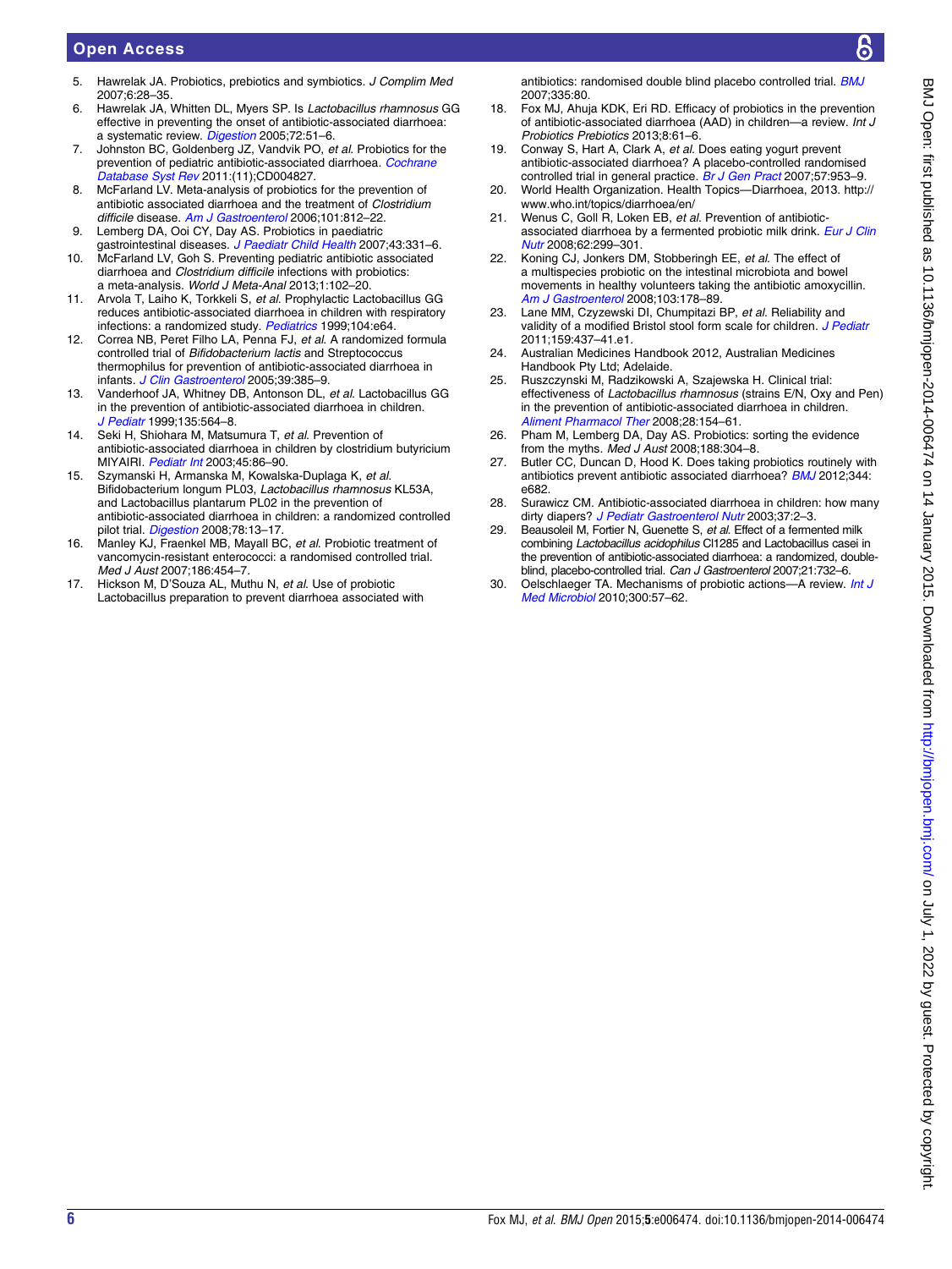5. Hawrelak JA. Probiotics, prebiotics and symbiotics. *J Complim Med* 2007;6:28–35.
6. Hawrelak JA, Whitten DL, Myers SP. Is *Lactobacillus rhamnosus* GG effective in preventing the onset of antibiotic-associated diarrhoea: a systematic review. *Digestion* 2005;72:51–6.
7. Johnston BC, Goldenberg JZ, Vandvik PO, *et al*. Probiotics for the prevention of pediatric antibiotic-associated diarrhoea. *Cochrane Database Syst Rev* 2011:(11);CD004827.
8. McFarland LV. Meta-analysis of probiotics for the prevention of antibiotic associated diarrhoea and the treatment of *Clostridium difficile* disease. *Am J Gastroenterol* 2006;101:812–22.
9. Lemberg DA, Ooi CY, Day AS. Probiotics in paediatric gastrointestinal diseases. *J Paediatr Child Health* 2007;43:331–6.
10. McFarland LV, Goh S. Preventing pediatric antibiotic associated diarrhoea and *Clostridium difficile* infections with probiotics: a meta-analysis. *World J Meta-Anal* 2013;1:102–20.
11. Arvola T, Laiho K, Torkkeli S, *et al*. Prophylactic Lactobacillus GG reduces antibiotic-associated diarrhoea in children with respiratory infections: a randomized study. *Pediatrics* 1999;104:e64.
12. Correa NB, Peret Filho LA, Penna FJ, *et al*. A randomized formula controlled trial of *Bifidobacterium lactis* and Streptococcus thermophilus for prevention of antibiotic-associated diarrhoea in infants. *J Clin Gastroenterol* 2005;39:385–9.
13. Vanderhoof JA, Whitney DB, Antonson DL, *et al*. Lactobacillus GG in the prevention of antibiotic-associated diarrhoea in children. *J Pediatr* 1999;135:564–8.
14. Seki H, Shiohara M, Matsumura T, *et al*. Prevention of antibiotic-associated diarrhoea in children by clostridium butyricium MIYAIRI. *Pediatr Int* 2003;45:86–90.
15. Szymanski H, Armanska M, Kowalska-Duplaga K, *et al*. Bifidobacterium longum PL03, *Lactobacillus rhamnosus* KL53A, and Lactobacillus plantarum PL02 in the prevention of antibiotic-associated diarrhoea in children: a randomized controlled pilot trial. *Digestion* 2008;78:13–17.
16. Manley KJ, Fraenkel MB, Mayall BC, *et al*. Probiotic treatment of vancomycin-resistant enterococci: a randomised controlled trial. *Med J Aust* 2007;186:454–7.
17. Hickson M, D'Souza AL, Muthu N, *et al*. Use of probiotic Lactobacillus preparation to prevent diarrhoea associated with antibiotics: randomised double blind placebo controlled trial. *BMJ* 2007;335:80.
18. Fox MJ, Ahuja KDK, Eri RD. Efficacy of probiotics in the prevention of antibiotic-associated diarrhoea (AAD) in children—a review. *Int J Probiotics Prebiotics* 2013;8:61–6.
19. Conway S, Hart A, Clark A, *et al*. Does eating yogurt prevent antibiotic-associated diarrhoea? A placebo-controlled randomised controlled trial in general practice. *Br J Gen Pract* 2007;57:953–9.
20. World Health Organization. Health Topics—Diarrhoea, 2013. http://www.who.int/topics/diarrhoea/en/
21. Wenus C, Goll R, Loken EB, *et al*. Prevention of antibiotic-associated diarrhoea by a fermented probiotic milk drink. *Eur J Clin Nutr* 2008;62:299–301.
22. Koning CJ, Jonkers DM, Stobberingh EE, *et al*. The effect of a multispecies probiotic on the intestinal microbiota and bowel movements in healthy volunteers taking the antibiotic amoxycillin. *Am J Gastroenterol* 2008;103:178–89.
23. Lane MM, Czyzewski DI, Chumpitazi BP, *et al*. Reliability and validity of a modified Bristol stool form scale for children. *J Pediatr* 2011;159:437–41.e1.
24. Australian Medicines Handbook 2012, Australian Medicines Handbook Pty Ltd; Adelaide.
25. Ruszczynski M, Radzikowski A, Szajewska H. Clinical trial: effectiveness of *Lactobacillus rhamnosus* (strains E/N, Oxy and Pen) in the prevention of antibiotic-associated diarrhoea in children. *Aliment Pharmacol Ther* 2008;28:154–61.
26. Pham M, Lemberg DA, Day AS. Probiotics: sorting the evidence from the myths. *Med J Aust* 2008;188:304–8.
27. Butler CC, Duncan D, Hood K. Does taking probiotics routinely with antibiotics prevent antibiotic associated diarrhoea? *BMJ* 2012;344:e682.
28. Surawicz CM. Antibiotic-associated diarrhoea in children: how many dirty diapers? *J Pediatr Gastroenterol Nutr* 2003;37:2–3.
29. Beausoleil M, Fortier N, Guenette S, *et al*. Effect of a fermented milk combining *Lactobacillus acidophilus* Cl1285 and Lactobacillus casei in the prevention of antibiotic-associated diarrhoea: a randomized, double-blind, placebo-controlled trial. *Can J Gastroenterol* 2007;21:732–6.
30. Oelschlaeger TA. Mechanisms of probiotic actions—A review. *Int J Med Microbiol* 2010;300:57–62.